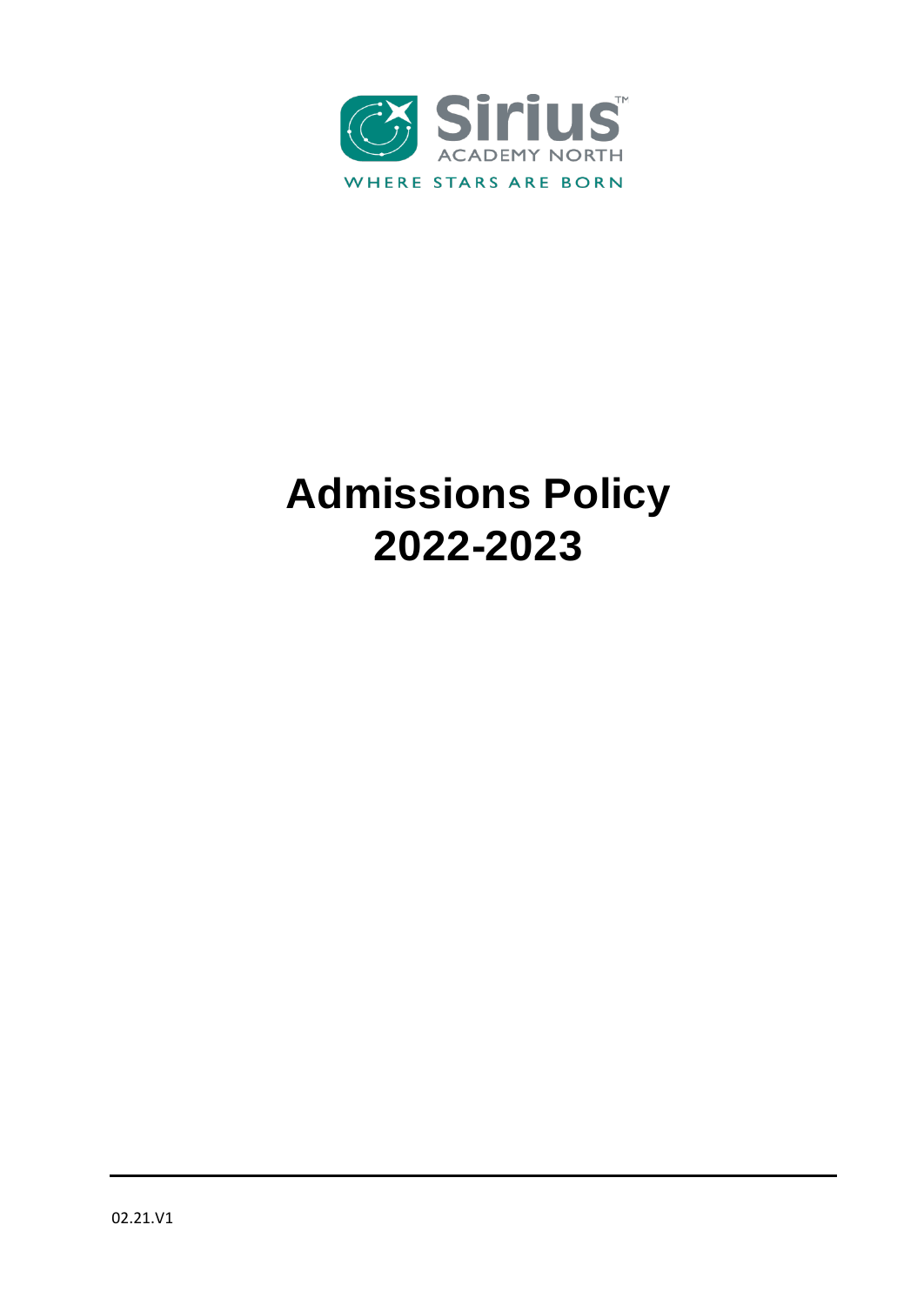Sirius™ ACADEMY NORTH

WHERE STARS ARE BORN

# Admissions Policy 2022-2023

02.21.V1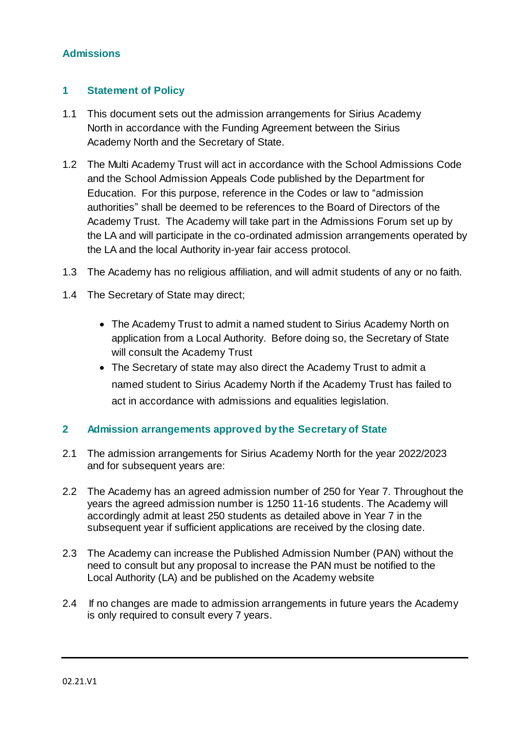## Admissions

### 1 Statement of Policy

1.1 This document sets out the admission arrangements for Sirius Academy North in accordance with the Funding Agreement between the Sirius Academy North and the Secretary of State.

1.2 The Multi Academy Trust will act in accordance with the School Admissions Code and the School Admission Appeals Code published by the Department for Education. For this purpose, reference in the Codes or law to "admission authorities" shall be deemed to be references to the Board of Directors of the Academy Trust. The Academy will take part in the Admissions Forum set up by the LA and will participate in the co-ordinated admission arrangements operated by the LA and the local Authority in-year fair access protocol.

1.3 The Academy has no religious affiliation, and will admit students of any or no faith.

1.4 The Secretary of State may direct;

- The Academy Trust to admit a named student to Sirius Academy North on application from a Local Authority. Before doing so, the Secretary of State will consult the Academy Trust
- The Secretary of state may also direct the Academy Trust to admit a named student to Sirius Academy North if the Academy Trust has failed to act in accordance with admissions and equalities legislation.

### 2 Admission arrangements approved by the Secretary of State

2.1 The admission arrangements for Sirius Academy North for the year 2022/2023 and for subsequent years are:

2.2 The Academy has an agreed admission number of 250 for Year 7. Throughout the years the agreed admission number is 1250 11-16 students. The Academy will accordingly admit at least 250 students as detailed above in Year 7 in the subsequent year if sufficient applications are received by the closing date.

2.3 The Academy can increase the Published Admission Number (PAN) without the need to consult but any proposal to increase the PAN must be notified to the Local Authority (LA) and be published on the Academy website

2.4 If no changes are made to admission arrangements in future years the Academy is only required to consult every 7 years.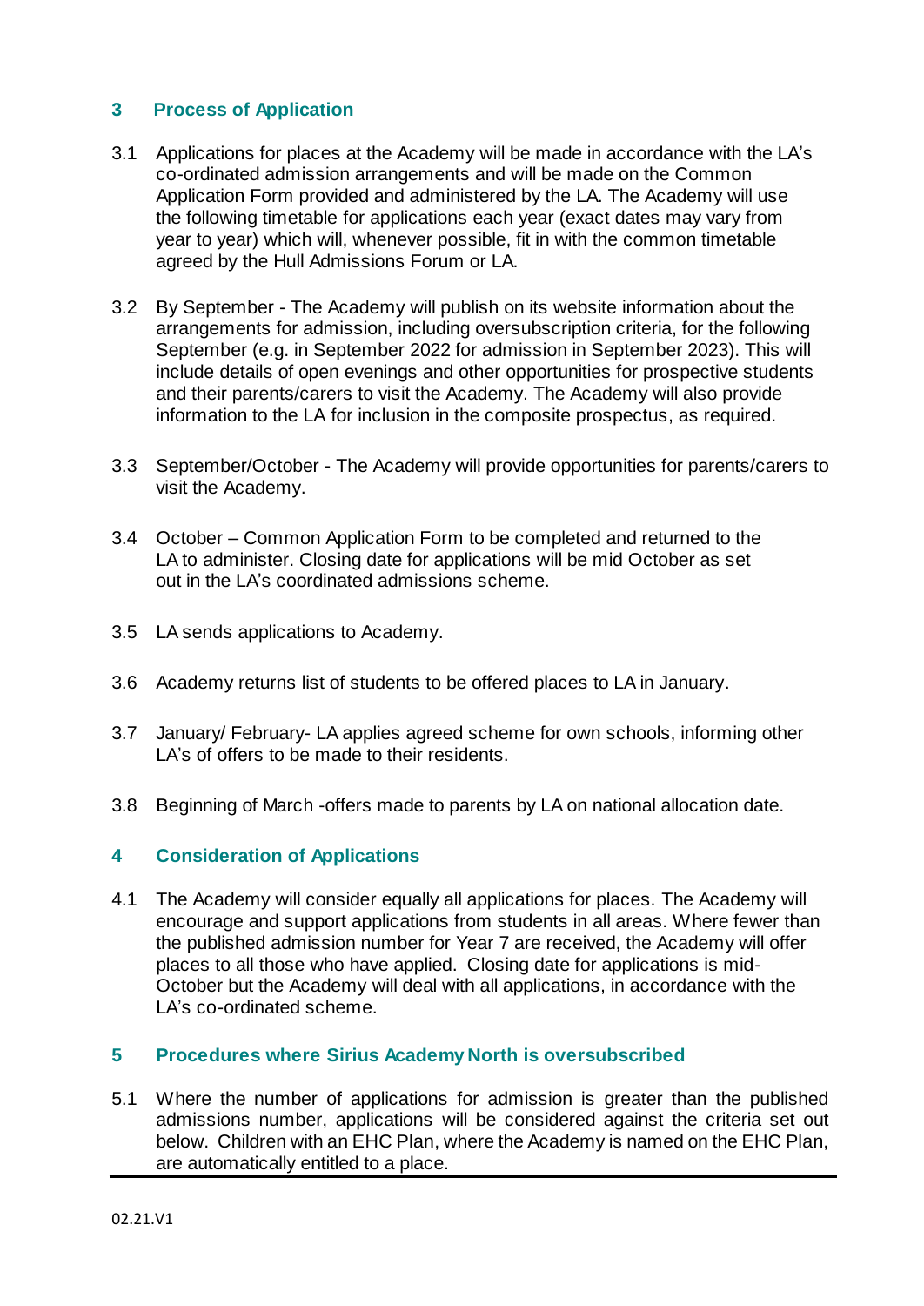## 3 Process of Application

3.1 Applications for places at the Academy will be made in accordance with the LA's co-ordinated admission arrangements and will be made on the Common Application Form provided and administered by the LA. The Academy will use the following timetable for applications each year (exact dates may vary from year to year) which will, whenever possible, fit in with the common timetable agreed by the Hull Admissions Forum or LA.

3.2 By September - The Academy will publish on its website information about the arrangements for admission, including oversubscription criteria, for the following September (e.g. in September 2022 for admission in September 2023). This will include details of open evenings and other opportunities for prospective students and their parents/carers to visit the Academy. The Academy will also provide information to the LA for inclusion in the composite prospectus, as required.

3.3 September/October - The Academy will provide opportunities for parents/carers to visit the Academy.

3.4 October – Common Application Form to be completed and returned to the LA to administer. Closing date for applications will be mid October as set out in the LA's coordinated admissions scheme.

3.5 LA sends applications to Academy.

3.6 Academy returns list of students to be offered places to LA in January.

3.7 January/ February- LA applies agreed scheme for own schools, informing other LA's of offers to be made to their residents.

3.8 Beginning of March -offers made to parents by LA on national allocation date.

## 4 Consideration of Applications

4.1 The Academy will consider equally all applications for places. The Academy will encourage and support applications from students in all areas. Where fewer than the published admission number for Year 7 are received, the Academy will offer places to all those who have applied. Closing date for applications is mid-October but the Academy will deal with all applications, in accordance with the LA's co-ordinated scheme.

## 5 Procedures where Sirius Academy North is oversubscribed

5.1 Where the number of applications for admission is greater than the published admissions number, applications will be considered against the criteria set out below. Children with an EHC Plan, where the Academy is named on the EHC Plan, are automatically entitled to a place.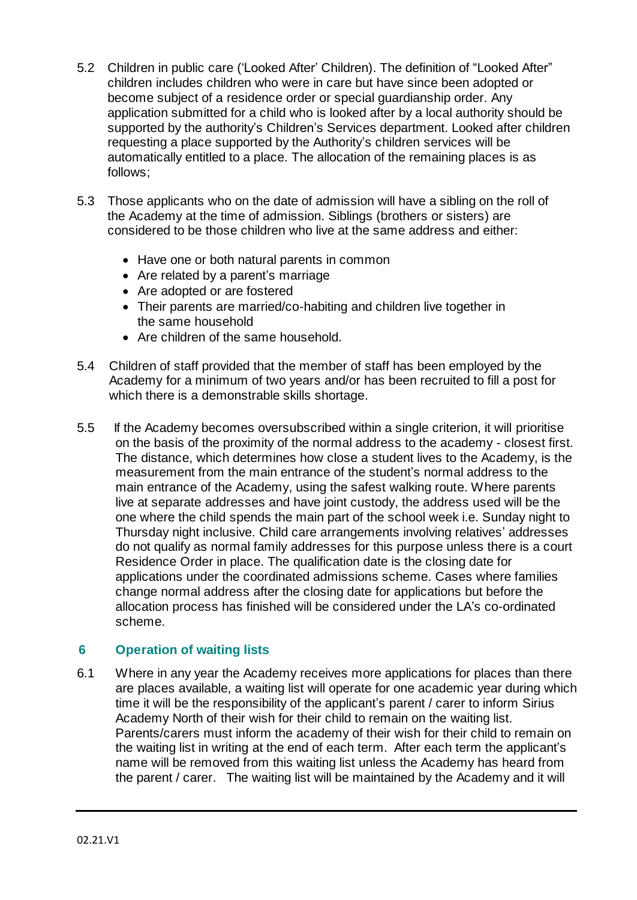5.2 Children in public care ('Looked After' Children). The definition of "Looked After" children includes children who were in care but have since been adopted or become subject of a residence order or special guardianship order. Any application submitted for a child who is looked after by a local authority should be supported by the authority's Children's Services department. Looked after children requesting a place supported by the Authority's children services will be automatically entitled to a place. The allocation of the remaining places is as follows;

5.3 Those applicants who on the date of admission will have a sibling on the roll of the Academy at the time of admission. Siblings (brothers or sisters) are considered to be those children who live at the same address and either:

- Have one or both natural parents in common
- Are related by a parent's marriage
- Are adopted or are fostered
- Their parents are married/co-habiting and children live together in the same household
- Are children of the same household.

5.4 Children of staff provided that the member of staff has been employed by the Academy for a minimum of two years and/or has been recruited to fill a post for which there is a demonstrable skills shortage.

5.5 If the Academy becomes oversubscribed within a single criterion, it will prioritise on the basis of the proximity of the normal address to the academy - closest first. The distance, which determines how close a student lives to the Academy, is the measurement from the main entrance of the student's normal address to the main entrance of the Academy, using the safest walking route. Where parents live at separate addresses and have joint custody, the address used will be the one where the child spends the main part of the school week i.e. Sunday night to Thursday night inclusive. Child care arrangements involving relatives' addresses do not qualify as normal family addresses for this purpose unless there is a court Residence Order in place. The qualification date is the closing date for applications under the coordinated admissions scheme. Cases where families change normal address after the closing date for applications but before the allocation process has finished will be considered under the LA's co-ordinated scheme.

## 6 Operation of waiting lists

6.1 Where in any year the Academy receives more applications for places than there are places available, a waiting list will operate for one academic year during which time it will be the responsibility of the applicant's parent / carer to inform Sirius Academy North of their wish for their child to remain on the waiting list. Parents/carers must inform the academy of their wish for their child to remain on the waiting list in writing at the end of each term. After each term the applicant's name will be removed from this waiting list unless the Academy has heard from the parent / carer. The waiting list will be maintained by the Academy and it will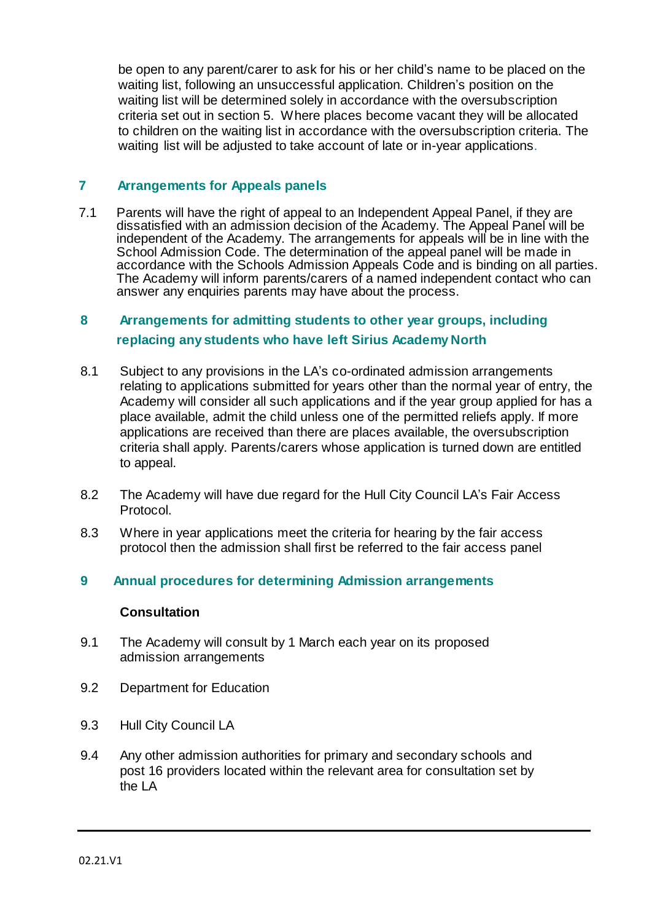be open to any parent/carer to ask for his or her child's name to be placed on the waiting list, following an unsuccessful application. Children's position on the waiting list will be determined solely in accordance with the oversubscription criteria set out in section 5. Where places become vacant they will be allocated to children on the waiting list in accordance with the oversubscription criteria. The waiting list will be adjusted to take account of late or in-year applications.

## 7 Arrangements for Appeals panels

7.1 Parents will have the right of appeal to an Independent Appeal Panel, if they are dissatisfied with an admission decision of the Academy. The Appeal Panel will be independent of the Academy. The arrangements for appeals will be in line with the School Admission Code. The determination of the appeal panel will be made in accordance with the Schools Admission Appeals Code and is binding on all parties. The Academy will inform parents/carers of a named independent contact who can answer any enquiries parents may have about the process.

## 8 Arrangements for admitting students to other year groups, including replacing any students who have left Sirius Academy North

8.1 Subject to any provisions in the LA's co-ordinated admission arrangements relating to applications submitted for years other than the normal year of entry, the Academy will consider all such applications and if the year group applied for has a place available, admit the child unless one of the permitted reliefs apply. If more applications are received than there are places available, the oversubscription criteria shall apply. Parents/carers whose application is turned down are entitled to appeal.

8.2 The Academy will have due regard for the Hull City Council LA's Fair Access Protocol.

8.3 Where in year applications meet the criteria for hearing by the fair access protocol then the admission shall first be referred to the fair access panel

## 9 Annual procedures for determining Admission arrangements

**Consultation**

9.1 The Academy will consult by 1 March each year on its proposed admission arrangements

9.2 Department for Education

9.3 Hull City Council LA

9.4 Any other admission authorities for primary and secondary schools and post 16 providers located within the relevant area for consultation set by the LA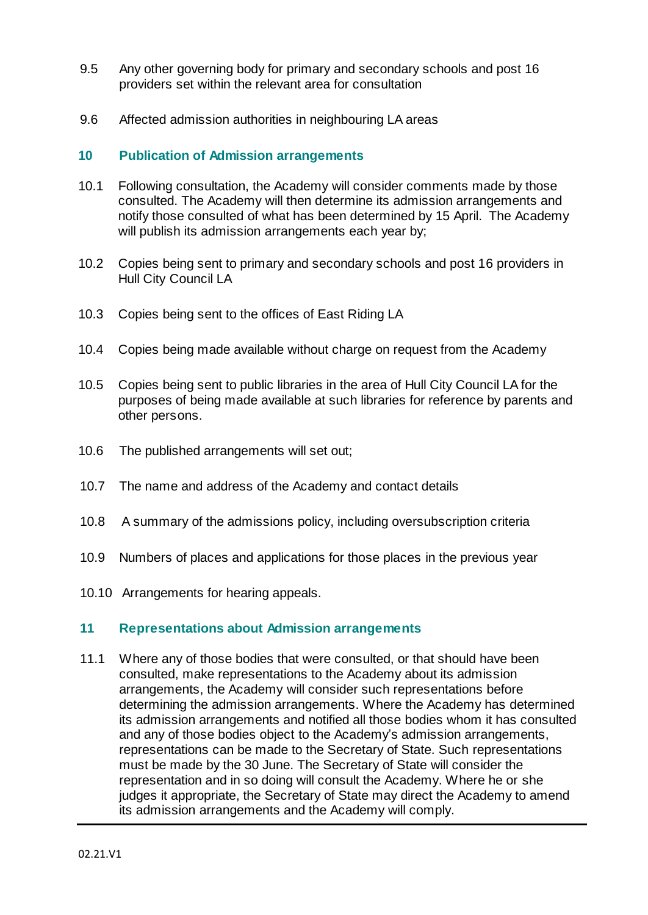9.5 Any other governing body for primary and secondary schools and post 16 providers set within the relevant area for consultation

9.6 Affected admission authorities in neighbouring LA areas

## 10 Publication of Admission arrangements

10.1 Following consultation, the Academy will consider comments made by those consulted. The Academy will then determine its admission arrangements and notify those consulted of what has been determined by 15 April. The Academy will publish its admission arrangements each year by;

10.2 Copies being sent to primary and secondary schools and post 16 providers in Hull City Council LA

10.3 Copies being sent to the offices of East Riding LA

10.4 Copies being made available without charge on request from the Academy

10.5 Copies being sent to public libraries in the area of Hull City Council LA for the purposes of being made available at such libraries for reference by parents and other persons.

10.6 The published arrangements will set out;

10.7 The name and address of the Academy and contact details

10.8 A summary of the admissions policy, including oversubscription criteria

10.9 Numbers of places and applications for those places in the previous year

10.10 Arrangements for hearing appeals.

## 11 Representations about Admission arrangements

11.1 Where any of those bodies that were consulted, or that should have been consulted, make representations to the Academy about its admission arrangements, the Academy will consider such representations before determining the admission arrangements. Where the Academy has determined its admission arrangements and notified all those bodies whom it has consulted and any of those bodies object to the Academy's admission arrangements, representations can be made to the Secretary of State. Such representations must be made by the 30 June. The Secretary of State will consider the representation and in so doing will consult the Academy. Where he or she judges it appropriate, the Secretary of State may direct the Academy to amend its admission arrangements and the Academy will comply.

02.21.V1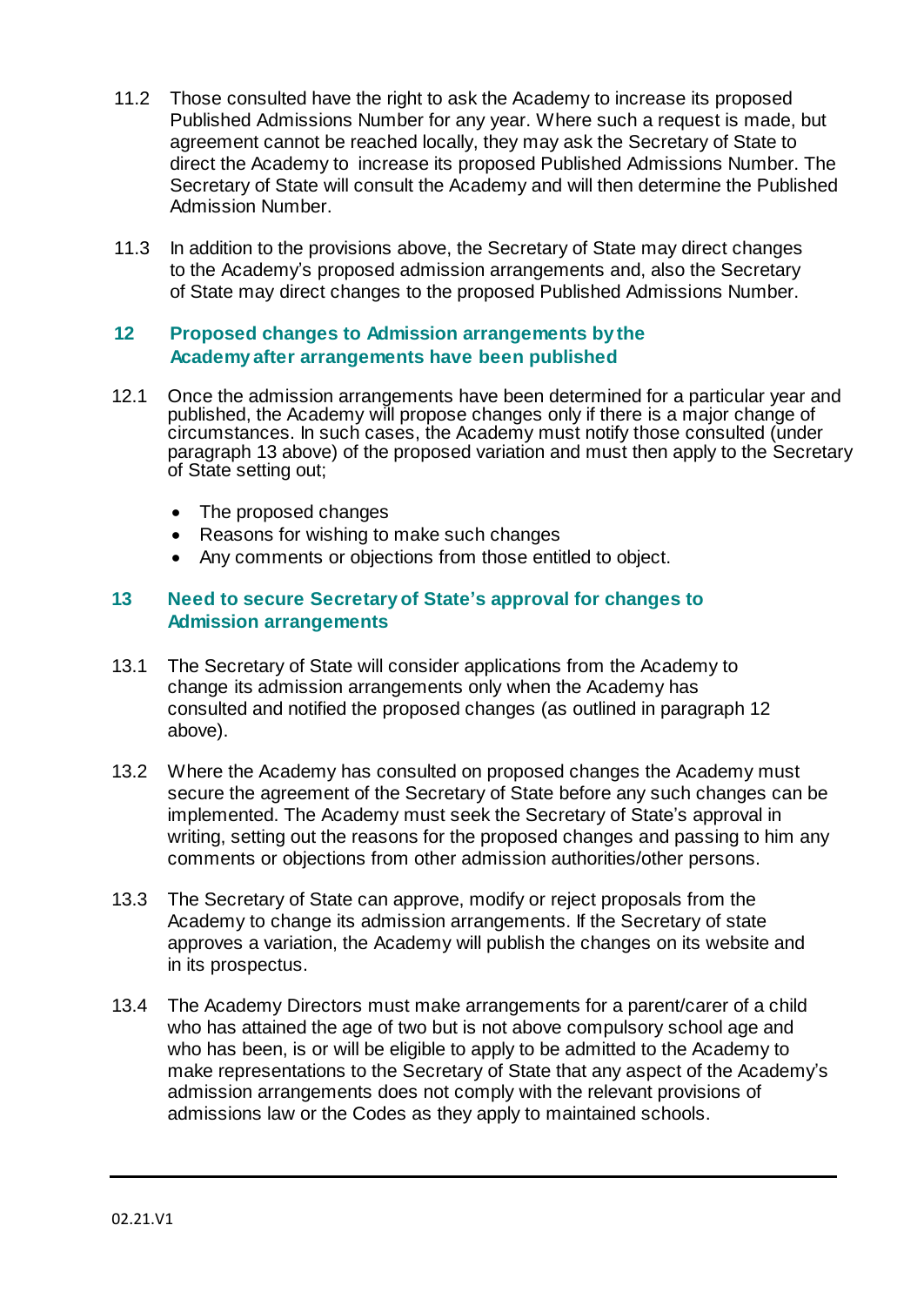11.2 Those consulted have the right to ask the Academy to increase its proposed Published Admissions Number for any year. Where such a request is made, but agreement cannot be reached locally, they may ask the Secretary of State to direct the Academy to increase its proposed Published Admissions Number. The Secretary of State will consult the Academy and will then determine the Published Admission Number.

11.3 In addition to the provisions above, the Secretary of State may direct changes to the Academy's proposed admission arrangements and, also the Secretary of State may direct changes to the proposed Published Admissions Number.

## 12 Proposed changes to Admission arrangements by the Academy after arrangements have been published

12.1 Once the admission arrangements have been determined for a particular year and published, the Academy will propose changes only if there is a major change of circumstances. In such cases, the Academy must notify those consulted (under paragraph 13 above) of the proposed variation and must then apply to the Secretary of State setting out;

- The proposed changes
- Reasons for wishing to make such changes
- Any comments or objections from those entitled to object.

## 13 Need to secure Secretary of State's approval for changes to Admission arrangements

13.1 The Secretary of State will consider applications from the Academy to change its admission arrangements only when the Academy has consulted and notified the proposed changes (as outlined in paragraph 12 above).

13.2 Where the Academy has consulted on proposed changes the Academy must secure the agreement of the Secretary of State before any such changes can be implemented. The Academy must seek the Secretary of State's approval in writing, setting out the reasons for the proposed changes and passing to him any comments or objections from other admission authorities/other persons.

13.3 The Secretary of State can approve, modify or reject proposals from the Academy to change its admission arrangements. If the Secretary of state approves a variation, the Academy will publish the changes on its website and in its prospectus.

13.4 The Academy Directors must make arrangements for a parent/carer of a child who has attained the age of two but is not above compulsory school age and who has been, is or will be eligible to apply to be admitted to the Academy to make representations to the Secretary of State that any aspect of the Academy's admission arrangements does not comply with the relevant provisions of admissions law or the Codes as they apply to maintained schools.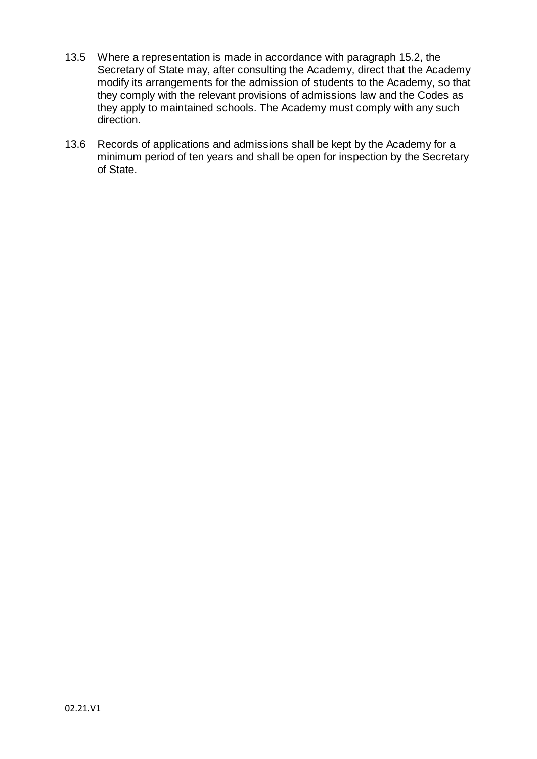13.5 Where a representation is made in accordance with paragraph 15.2, the Secretary of State may, after consulting the Academy, direct that the Academy modify its arrangements for the admission of students to the Academy, so that they comply with the relevant provisions of admissions law and the Codes as they apply to maintained schools. The Academy must comply with any such direction.

13.6 Records of applications and admissions shall be kept by the Academy for a minimum period of ten years and shall be open for inspection by the Secretary of State.